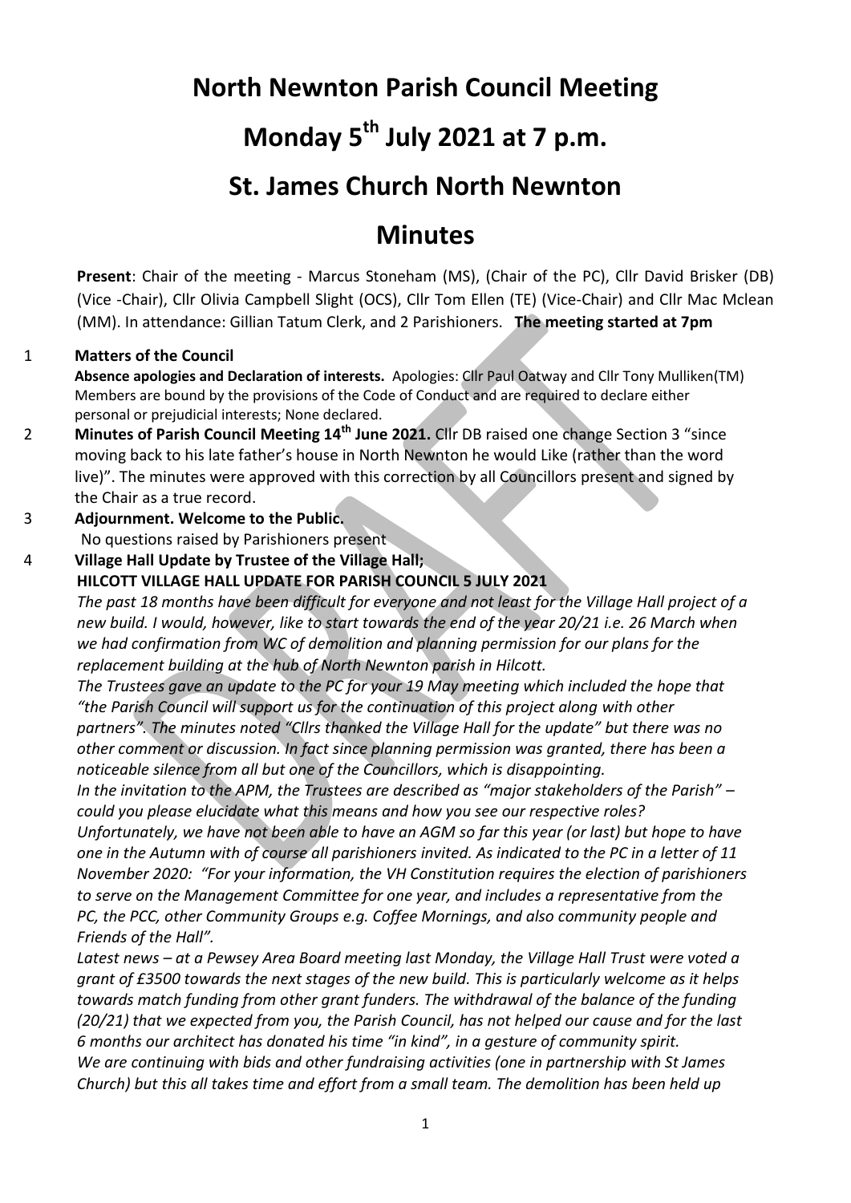# North Newnton Parish Council Meeting

# Monday 5th July 2021 at 7 p.m.

# St. James Church North Newnton

# Minutes

**Present**: Chair of the meeting - Marcus Stoneham (MS), (Chair of the PC), Cllr David Brisker (DB) (Vice -Chair), Cllr Olivia Campbell Slight (OCS), Cllr Tom Ellen (TE) (Vice-Chair) and Cllr Mac Mclean (MM). In attendance: Gillian Tatum Clerk, and 2 Parishioners. **The meeting started at 7pm**

1 **Matters of the Council**

**Absence apologies and Declaration of interests.** Apologies: Cllr Paul Oatway and Cllr Tony Mulliken(TM) Members are bound by the provisions of the Code of Conduct and are required to declare either personal or prejudicial interests; None declared.

2 **Minutes of Parish Council Meeting 14th June 2021.** Cllr DB raised one change Section 3 "since moving back to his late father's house in North Newnton he would Like (rather than the word live)". The minutes were approved with this correction by all Councillors present and signed by the Chair as a true record.

3 **Adjournment. Welcome to the Public.**

No questions raised by Parishioners present

4 **Village Hall Update by Trustee of the Village Hall;**

**HILCOTT VILLAGE HALL UPDATE FOR PARISH COUNCIL 5 JULY 2021**

*The past 18 months have been difficult for everyone and not least for the Village Hall project of a new build. I would, however, like to start towards the end of the year 20/21 i.e. 26 March when we had confirmation from WC of demolition and planning permission for our plans for the replacement building at the hub of North Newnton parish in Hilcott.*

*The Trustees gave an update to the PC for your 19 May meeting which included the hope that "the Parish Council will support us for the continuation of this project along with other partners". The minutes noted "Cllrs thanked the Village Hall for the update" but there was no other comment or discussion. In fact since planning permission was granted, there has been a noticeable silence from all but one of the Councillors, which is disappointing.*

*In the invitation to the APM, the Trustees are described as "major stakeholders of the Parish" – could you please elucidate what this means and how you see our respective roles?*

*Unfortunately, we have not been able to have an AGM so far this year (or last) but hope to have one in the Autumn with of course all parishioners invited. As indicated to the PC in a letter of 11 November 2020: "For your information, the VH Constitution requires the election of parishioners to serve on the Management Committee for one year, and includes a representative from the PC, the PCC, other Community Groups e.g. Coffee Mornings, and also community people and Friends of the Hall".*

*Latest news – at a Pewsey Area Board meeting last Monday, the Village Hall Trust were voted a grant of £3500 towards the next stages of the new build. This is particularly welcome as it helps towards match funding from other grant funders. The withdrawal of the balance of the funding (20/21) that we expected from you, the Parish Council, has not helped our cause and for the last 6 months our architect has donated his time "in kind", in a gesture of community spirit.*

*We are continuing with bids and other fundraising activities (one in partnership with St James Church) but this all takes time and effort from a small team. The demolition has been held up*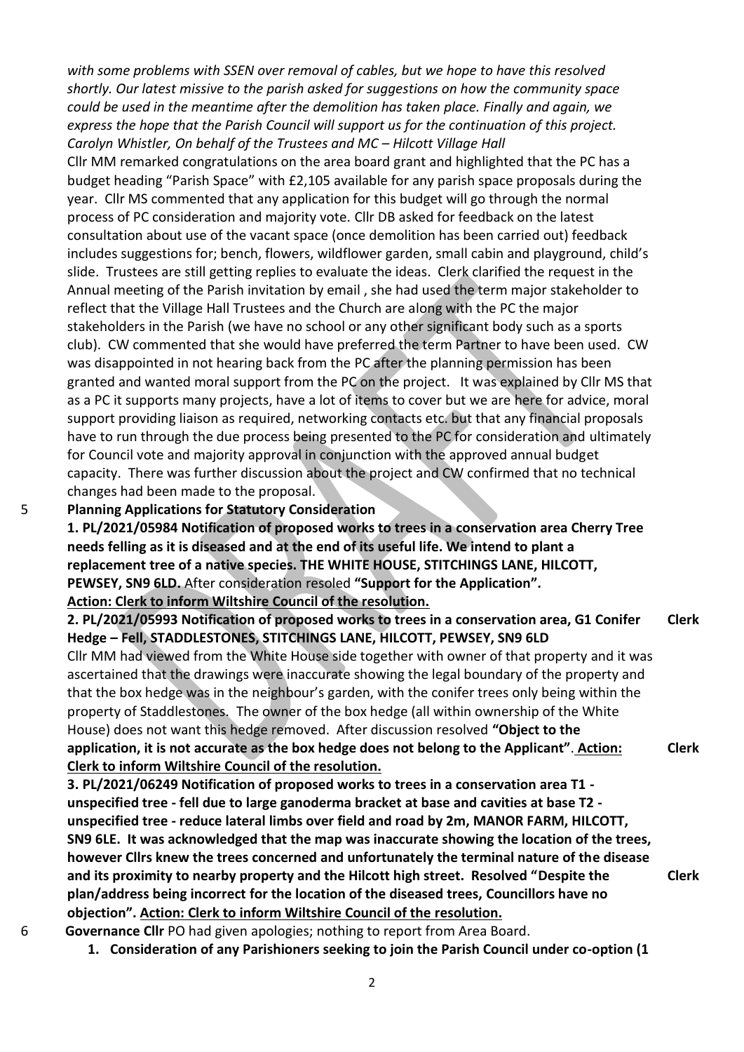*with some problems with SSEN over removal of cables, but we hope to have this resolved shortly. Our latest missive to the parish asked for suggestions on how the community space could be used in the meantime after the demolition has taken place. Finally and again, we express the hope that the Parish Council will support us for the continuation of this project. Carolyn Whistler, On behalf of the Trustees and MC – Hilcott Village Hall*

Cllr MM remarked congratulations on the area board grant and highlighted that the PC has a budget heading "Parish Space" with £2,105 available for any parish space proposals during the year. Cllr MS commented that any application for this budget will go through the normal process of PC consideration and majority vote. Cllr DB asked for feedback on the latest consultation about use of the vacant space (once demolition has been carried out) feedback includes suggestions for; bench, flowers, wildflower garden, small cabin and playground, child's slide. Trustees are still getting replies to evaluate the ideas. Clerk clarified the request in the Annual meeting of the Parish invitation by email , she had used the term major stakeholder to reflect that the Village Hall Trustees and the Church are along with the PC the major stakeholders in the Parish (we have no school or any other significant body such as a sports club). CW commented that she would have preferred the term Partner to have been used. CW was disappointed in not hearing back from the PC after the planning permission has been granted and wanted moral support from the PC on the project. It was explained by Cllr MS that as a PC it supports many projects, have a lot of items to cover but we are here for advice, moral support providing liaison as required, networking contacts etc. but that any financial proposals have to run through the due process being presented to the PC for consideration and ultimately for Council vote and majority approval in conjunction with the approved annual budget capacity. There was further discussion about the project and CW confirmed that no technical changes had been made to the proposal.

5 **Planning Applications for Statutory Consideration**

**1. PL/2021/05984 Notification of proposed works to trees in a conservation area Cherry Tree needs felling as it is diseased and at the end of its useful life. We intend to plant a replacement tree of a native species. THE WHITE HOUSE, STITCHINGS LANE, HILCOTT, PEWSEY, SN9 6LD.** After consideration resoled **"Support for the Application".**
**Action: Clerk to inform Wiltshire Council of the resolution.** — **Clerk**

**2. PL/2021/05993 Notification of proposed works to trees in a conservation area, G1 Conifer Hedge – Fell, STADDLESTONES, STITCHINGS LANE, HILCOTT, PEWSEY, SN9 6LD**
Cllr MM had viewed from the White House side together with owner of that property and it was ascertained that the drawings were inaccurate showing the legal boundary of the property and that the box hedge was in the neighbour's garden, with the conifer trees only being within the property of Staddlestones. The owner of the box hedge (all within ownership of the White House) does not want this hedge removed. After discussion resolved **"Object to the application, it is not accurate as the box hedge does not belong to the Applicant"**. **Action: Clerk to inform Wiltshire Council of the resolution.** — **Clerk**

**3. PL/2021/06249 Notification of proposed works to trees in a conservation area T1 - unspecified tree - fell due to large ganoderma bracket at base and cavities at base T2 - unspecified tree - reduce lateral limbs over field and road by 2m, MANOR FARM, HILCOTT, SN9 6LE. It was acknowledged that the map was inaccurate showing the location of the trees, however Cllrs knew the trees concerned and unfortunately the terminal nature of the disease and its proximity to nearby property and the Hilcott high street. Resolved "Despite the plan/address being incorrect for the location of the diseased trees, Councillors have no objection". Action: Clerk to inform Wiltshire Council of the resolution.** — **Clerk**

6 **Governance Cllr** PO had given apologies; nothing to report from Area Board.

1. **Consideration of any Parishioners seeking to join the Parish Council under co-option (1**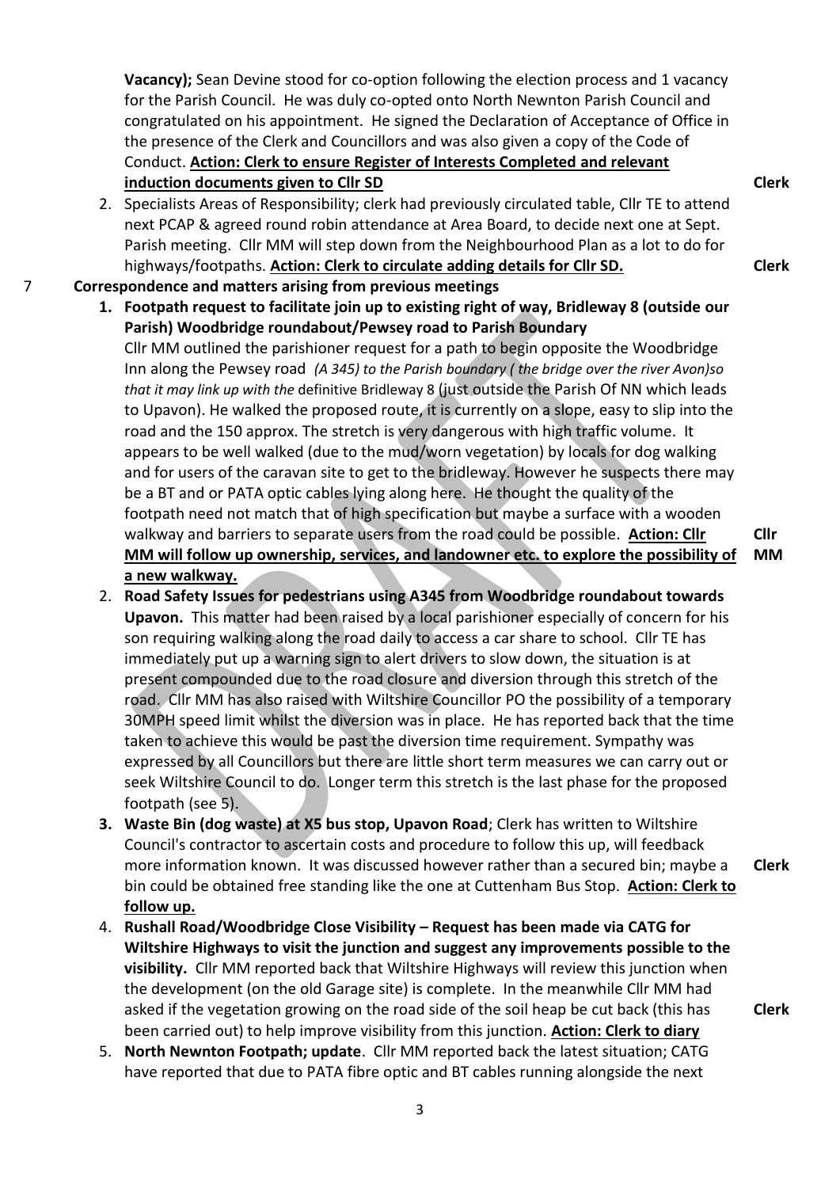**Vacancy);** Sean Devine stood for co-option following the election process and 1 vacancy for the Parish Council. He was duly co-opted onto North Newnton Parish Council and congratulated on his appointment. He signed the Declaration of Acceptance of Office in the presence of the Clerk and Councillors and was also given a copy of the Code of Conduct. **Action: Clerk to ensure Register of Interests Completed and relevant induction documents given to Cllr SD** — **Clerk**

2. Specialists Areas of Responsibility; clerk had previously circulated table, Cllr TE to attend next PCAP & agreed round robin attendance at Area Board, to decide next one at Sept. Parish meeting. Cllr MM will step down from the Neighbourhood Plan as a lot to do for highways/footpaths. **Action: Clerk to circulate adding details for Cllr SD.** — **Clerk**

## 7 Correspondence and matters arising from previous meetings

1. **Footpath request to facilitate join up to existing right of way, Bridleway 8 (outside our Parish) Woodbridge roundabout/Pewsey road to Parish Boundary**
   Cllr MM outlined the parishioner request for a path to begin opposite the Woodbridge Inn along the Pewsey road *(A 345) to the Parish boundary ( the bridge over the river Avon)so that it may link up with the* definitive Bridleway 8 (just outside the Parish Of NN which leads to Upavon). He walked the proposed route, it is currently on a slope, easy to slip into the road and the 150 approx. The stretch is very dangerous with high traffic volume. It appears to be well walked (due to the mud/worn vegetation) by locals for dog walking and for users of the caravan site to get to the bridleway. However he suspects there may be a BT and or PATA optic cables lying along here. He thought the quality of the footpath need not match that of high specification but maybe a surface with a wooden walkway and barriers to separate users from the road could be possible. **Action: Cllr MM will follow up ownership, services, and landowner etc. to explore the possibility of a new walkway.** — **Cllr MM**

2. **Road Safety Issues for pedestrians using A345 from Woodbridge roundabout towards Upavon.** This matter had been raised by a local parishioner especially of concern for his son requiring walking along the road daily to access a car share to school. Cllr TE has immediately put up a warning sign to alert drivers to slow down, the situation is at present compounded due to the road closure and diversion through this stretch of the road. Cllr MM has also raised with Wiltshire Councillor PO the possibility of a temporary 30MPH speed limit whilst the diversion was in place. He has reported back that the time taken to achieve this would be past the diversion time requirement. Sympathy was expressed by all Councillors but there are little short term measures we can carry out or seek Wiltshire Council to do. Longer term this stretch is the last phase for the proposed footpath (see 5).

3. **Waste Bin (dog waste) at X5 bus stop, Upavon Road**; Clerk has written to Wiltshire Council's contractor to ascertain costs and procedure to follow this up, will feedback more information known. It was discussed however rather than a secured bin; maybe a bin could be obtained free standing like the one at Cuttenham Bus Stop. **Action: Clerk to follow up.** — **Clerk**

4. **Rushall Road/Woodbridge Close Visibility – Request has been made via CATG for Wiltshire Highways to visit the junction and suggest any improvements possible to the visibility.** Cllr MM reported back that Wiltshire Highways will review this junction when the development (on the old Garage site) is complete. In the meanwhile Cllr MM had asked if the vegetation growing on the road side of the soil heap be cut back (this has been carried out) to help improve visibility from this junction. **Action: Clerk to diary** — **Clerk**

5. **North Newnton Footpath; update**. Cllr MM reported back the latest situation; CATG have reported that due to PATA fibre optic and BT cables running alongside the next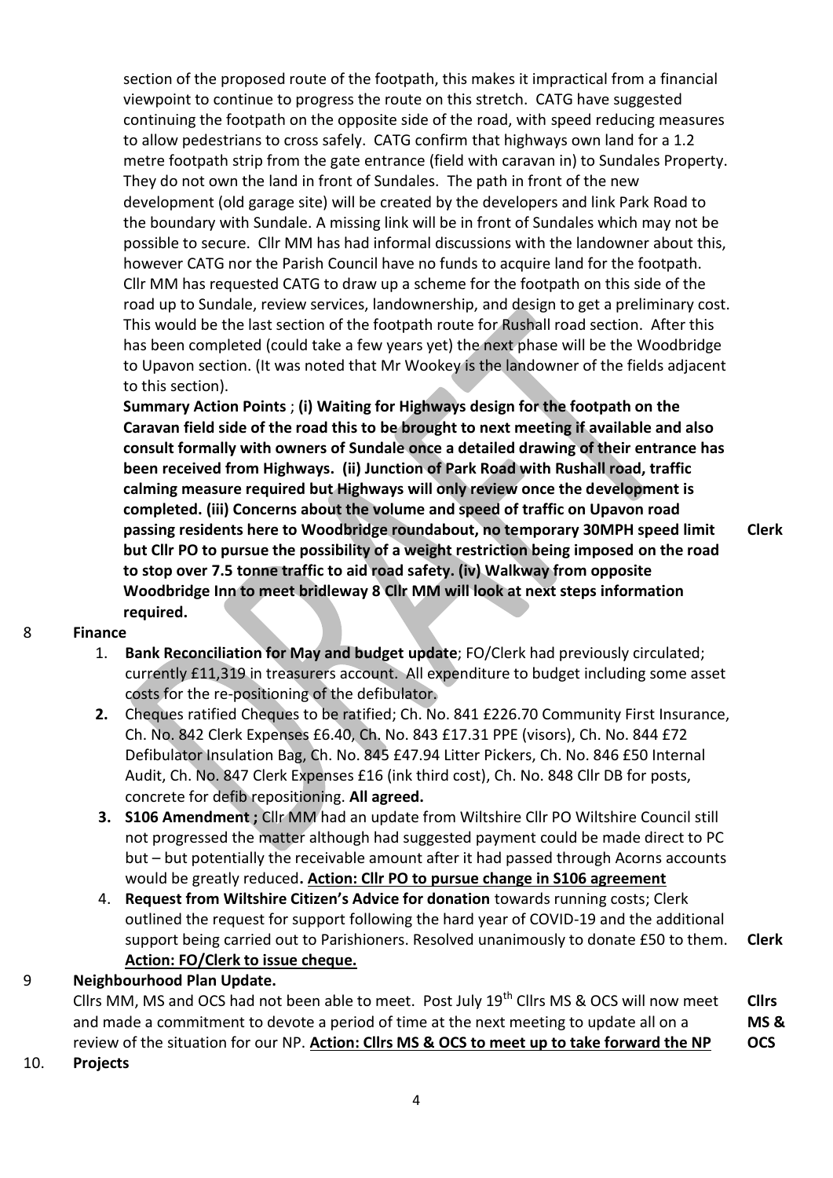section of the proposed route of the footpath, this makes it impractical from a financial viewpoint to continue to progress the route on this stretch. CATG have suggested continuing the footpath on the opposite side of the road, with speed reducing measures to allow pedestrians to cross safely. CATG confirm that highways own land for a 1.2 metre footpath strip from the gate entrance (field with caravan in) to Sundales Property. They do not own the land in front of Sundales. The path in front of the new development (old garage site) will be created by the developers and link Park Road to the boundary with Sundale. A missing link will be in front of Sundales which may not be possible to secure. Cllr MM has had informal discussions with the landowner about this, however CATG nor the Parish Council have no funds to acquire land for the footpath. Cllr MM has requested CATG to draw up a scheme for the footpath on this side of the road up to Sundale, review services, landownership, and design to get a preliminary cost. This would be the last section of the footpath route for Rushall road section. After this has been completed (could take a few years yet) the next phase will be the Woodbridge to Upavon section. (It was noted that Mr Wookey is the landowner of the fields adjacent to this section).

**Summary Action Points** ; **(i) Waiting for Highways design for the footpath on the Caravan field side of the road this to be brought to next meeting if available and also consult formally with owners of Sundale once a detailed drawing of their entrance has been received from Highways. (ii) Junction of Park Road with Rushall road, traffic calming measure required but Highways will only review once the development is completed. (iii) Concerns about the volume and speed of traffic on Upavon road passing residents here to Woodbridge roundabout, no temporary 30MPH speed limit but Cllr PO to pursue the possibility of a weight restriction being imposed on the road to stop over 7.5 tonne traffic to aid road safety. (iv) Walkway from opposite Woodbridge Inn to meet bridleway 8 Cllr MM will look at next steps information required.** **Clerk**

8 **Finance**

1. **Bank Reconciliation for May and budget update**; FO/Clerk had previously circulated; currently £11,319 in treasurers account. All expenditure to budget including some asset costs for the re-positioning of the defibulator.
2. Cheques ratified Cheques to be ratified; Ch. No. 841 £226.70 Community First Insurance, Ch. No. 842 Clerk Expenses £6.40, Ch. No. 843 £17.31 PPE (visors), Ch. No. 844 £72 Defibulator Insulation Bag, Ch. No. 845 £47.94 Litter Pickers, Ch. No. 846 £50 Internal Audit, Ch. No. 847 Clerk Expenses £16 (ink third cost), Ch. No. 848 Cllr DB for posts, concrete for defib repositioning. **All agreed.**
3. **S106 Amendment ;** Cllr MM had an update from Wiltshire Cllr PO Wiltshire Council still not progressed the matter although had suggested payment could be made direct to PC but – but potentially the receivable amount after it had passed through Acorns accounts would be greatly reduced**. Action: Cllr PO to pursue change in S106 agreement**
4. **Request from Wiltshire Citizen's Advice for donation** towards running costs; Clerk outlined the request for support following the hard year of COVID-19 and the additional support being carried out to Parishioners. Resolved unanimously to donate £50 to them. **Action: FO/Clerk to issue cheque.** **Clerk**

9 **Neighbourhood Plan Update.**

Cllrs MM, MS and OCS had not been able to meet. Post July 19th Cllrs MS & OCS will now meet and made a commitment to devote a period of time at the next meeting to update all on a review of the situation for our NP. **Action: Cllrs MS & OCS to meet up to take forward the NP** **Cllrs MS & OCS**

10. **Projects**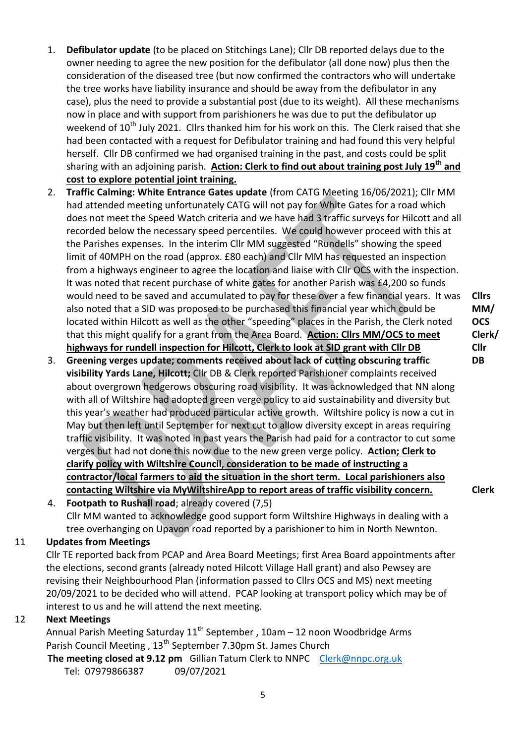1. **Defibulator update** (to be placed on Stitchings Lane); Cllr DB reported delays due to the owner needing to agree the new position for the defibulator (all done now) plus then the consideration of the diseased tree (but now confirmed the contractors who will undertake the tree works have liability insurance and should be away from the defibulator in any case), plus the need to provide a substantial post (due to its weight). All these mechanisms now in place and with support from parishioners he was due to put the defibulator up weekend of 10th July 2021. Cllrs thanked him for his work on this. The Clerk raised that she had been contacted with a request for Defibulator training and had found this very helpful herself. Cllr DB confirmed we had organised training in the past, and costs could be split sharing with an adjoining parish. **Action: Clerk to find out about training post July 19th and cost to explore potential joint training.**

2. **Traffic Calming: White Entrance Gates update** (from CATG Meeting 16/06/2021); Cllr MM had attended meeting unfortunately CATG will not pay for White Gates for a road which does not meet the Speed Watch criteria and we have had 3 traffic surveys for Hilcott and all recorded below the necessary speed percentiles. We could however proceed with this at the Parishes expenses. In the interim Cllr MM suggested "Rundells" showing the speed limit of 40MPH on the road (approx. £80 each) and Cllr MM has requested an inspection from a highways engineer to agree the location and liaise with Cllr OCS with the inspection. It was noted that recent purchase of white gates for another Parish was £4,200 so funds would need to be saved and accumulated to pay for these over a few financial years. It was also noted that a SID was proposed to be purchased this financial year which could be located within Hilcott as well as the other "speeding" places in the Parish, the Clerk noted that this might qualify for a grant from the Area Board. **Action: Cllrs MM/OCS to meet highways for rundell inspection for Hilcott, Clerk to look at SID grant with Cllr DB** — **Cllrs MM/ OCS Clerk/ Cllr DB**

3. **Greening verges update; comments received about lack of cutting obscuring traffic visibility Yards Lane, Hilcott;** Cllr DB & Clerk reported Parishioner complaints received about overgrown hedgerows obscuring road visibility. It was acknowledged that NN along with all of Wiltshire had adopted green verge policy to aid sustainability and diversity but this year's weather had produced particular active growth. Wiltshire policy is now a cut in May but then left until September for next cut to allow diversity except in areas requiring traffic visibility. It was noted in past years the Parish had paid for a contractor to cut some verges but had not done this now due to the new green verge policy. **Action; Clerk to clarify policy with Wiltshire Council, consideration to be made of instructing a contractor/local farmers to aid the situation in the short term. Local parishioners also contacting Wiltshire via MyWiltshireApp to report areas of traffic visibility concern.** — **Clerk**

4. **Footpath to Rushall road**; already covered (7,5)
   Cllr MM wanted to acknowledge good support form Wiltshire Highways in dealing with a tree overhanging on Upavon road reported by a parishioner to him in North Newnton.

## 11 Updates from Meetings

Cllr TE reported back from PCAP and Area Board Meetings; first Area Board appointments after the elections, second grants (already noted Hilcott Village Hall grant) and also Pewsey are revising their Neighbourhood Plan (information passed to Cllrs OCS and MS) next meeting 20/09/2021 to be decided who will attend. PCAP looking at transport policy which may be of interest to us and he will attend the next meeting.

## 12 Next Meetings

Annual Parish Meeting Saturday 11th September , 10am – 12 noon Woodbridge Arms
Parish Council Meeting , 13th September 7.30pm St. James Church

**The meeting closed at 9.12 pm** Gillian Tatum Clerk to NNPC Clerk@nnpc.org.uk
Tel: 07979866387 09/07/2021